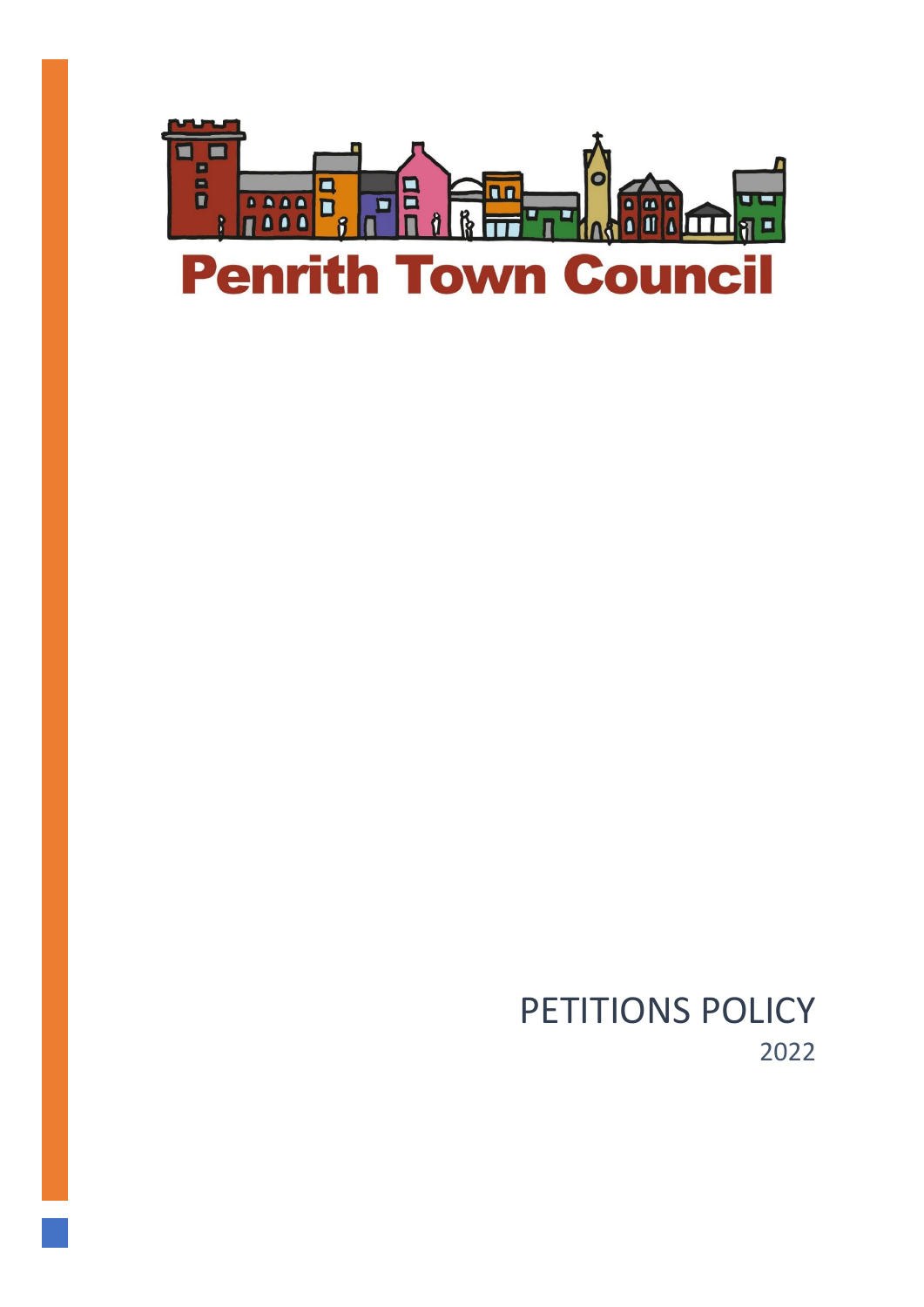Penrith Town Council

# PETITIONS POLICY

2022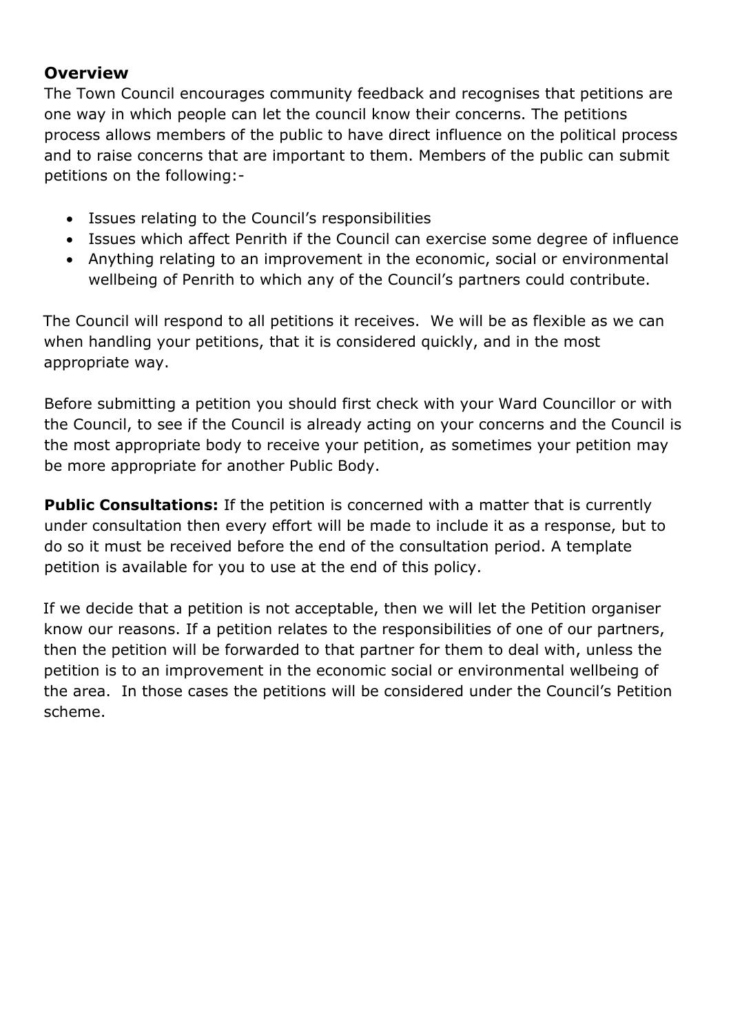## Overview

The Town Council encourages community feedback and recognises that petitions are one way in which people can let the council know their concerns. The petitions process allows members of the public to have direct influence on the political process and to raise concerns that are important to them. Members of the public can submit petitions on the following:-

- Issues relating to the Council's responsibilities
- Issues which affect Penrith if the Council can exercise some degree of influence
- Anything relating to an improvement in the economic, social or environmental wellbeing of Penrith to which any of the Council's partners could contribute.

The Council will respond to all petitions it receives. We will be as flexible as we can when handling your petitions, that it is considered quickly, and in the most appropriate way.

Before submitting a petition you should first check with your Ward Councillor or with the Council, to see if the Council is already acting on your concerns and the Council is the most appropriate body to receive your petition, as sometimes your petition may be more appropriate for another Public Body.

**Public Consultations:** If the petition is concerned with a matter that is currently under consultation then every effort will be made to include it as a response, but to do so it must be received before the end of the consultation period. A template petition is available for you to use at the end of this policy.

If we decide that a petition is not acceptable, then we will let the Petition organiser know our reasons. If a petition relates to the responsibilities of one of our partners, then the petition will be forwarded to that partner for them to deal with, unless the petition is to an improvement in the economic social or environmental wellbeing of the area. In those cases the petitions will be considered under the Council's Petition scheme.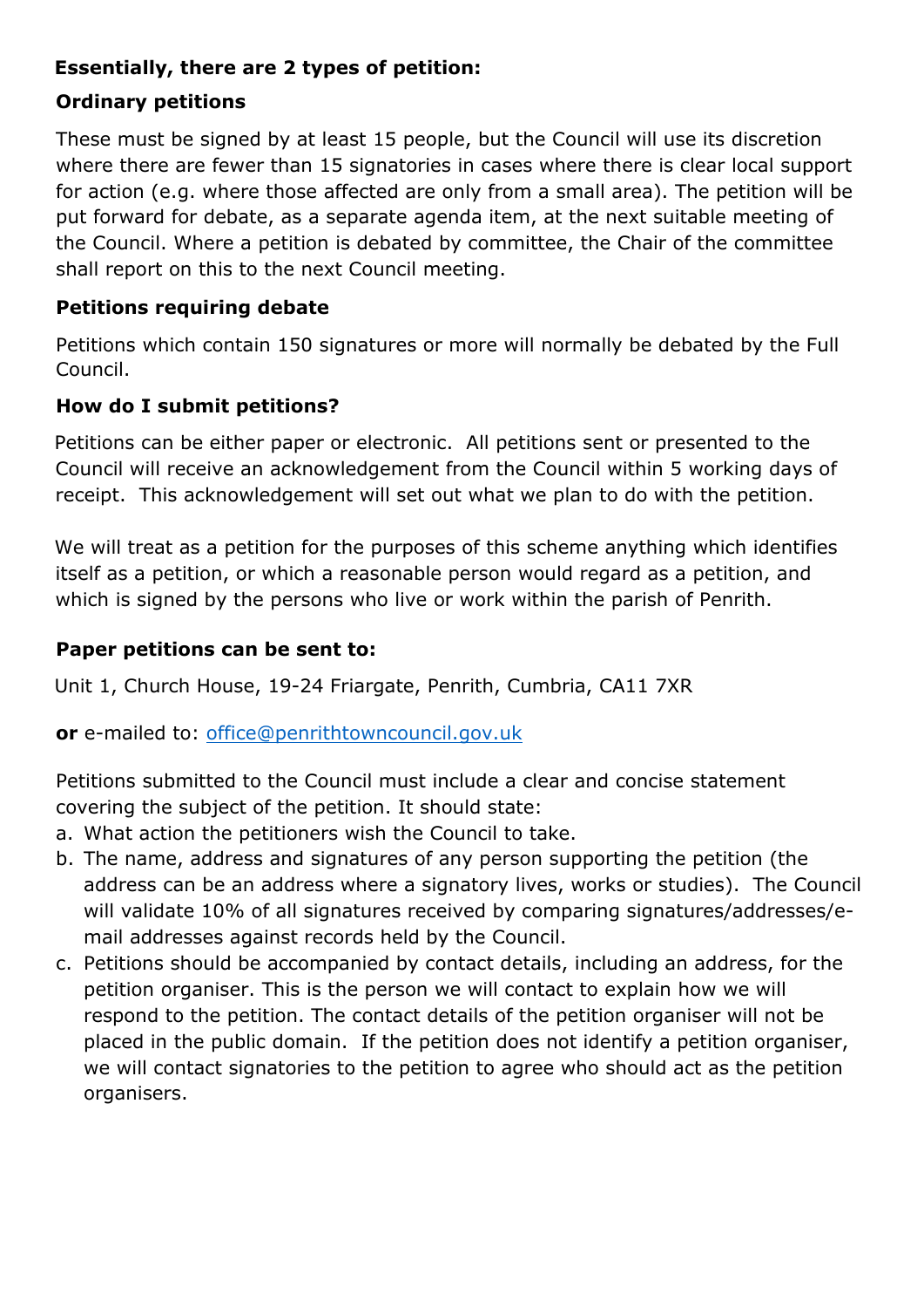**Essentially, there are 2 types of petition:**

**Ordinary petitions**

These must be signed by at least 15 people, but the Council will use its discretion where there are fewer than 15 signatories in cases where there is clear local support for action (e.g. where those affected are only from a small area). The petition will be put forward for debate, as a separate agenda item, at the next suitable meeting of the Council. Where a petition is debated by committee, the Chair of the committee shall report on this to the next Council meeting.

**Petitions requiring debate**

Petitions which contain 150 signatures or more will normally be debated by the Full Council.

**How do I submit petitions?**

Petitions can be either paper or electronic. All petitions sent or presented to the Council will receive an acknowledgement from the Council within 5 working days of receipt. This acknowledgement will set out what we plan to do with the petition.

We will treat as a petition for the purposes of this scheme anything which identifies itself as a petition, or which a reasonable person would regard as a petition, and which is signed by the persons who live or work within the parish of Penrith.

**Paper petitions can be sent to:**

Unit 1, Church House, 19-24 Friargate, Penrith, Cumbria, CA11 7XR

**or** e-mailed to: office@penrithtowncouncil.gov.uk

Petitions submitted to the Council must include a clear and concise statement covering the subject of the petition. It should state:

a. What action the petitioners wish the Council to take.
b. The name, address and signatures of any person supporting the petition (the address can be an address where a signatory lives, works or studies). The Council will validate 10% of all signatures received by comparing signatures/addresses/e-mail addresses against records held by the Council.
c. Petitions should be accompanied by contact details, including an address, for the petition organiser. This is the person we will contact to explain how we will respond to the petition. The contact details of the petition organiser will not be placed in the public domain. If the petition does not identify a petition organiser, we will contact signatories to the petition to agree who should act as the petition organisers.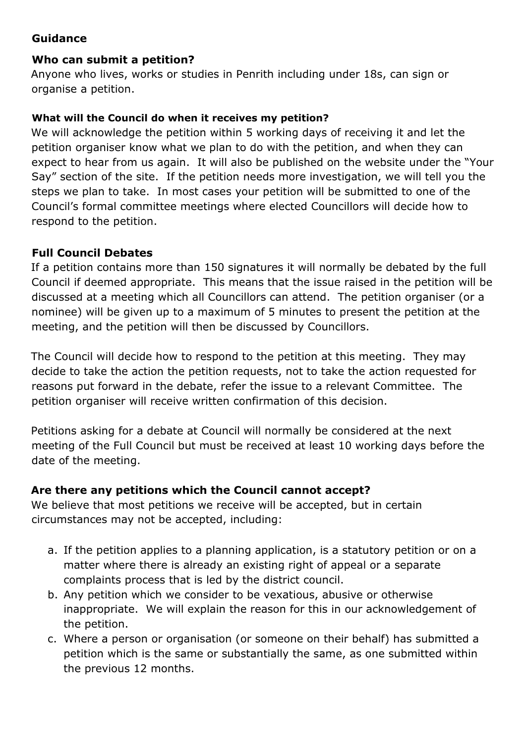## Guidance

### Who can submit a petition?

Anyone who lives, works or studies in Penrith including under 18s, can sign or organise a petition.

### What will the Council do when it receives my petition?

We will acknowledge the petition within 5 working days of receiving it and let the petition organiser know what we plan to do with the petition, and when they can expect to hear from us again. It will also be published on the website under the "Your Say" section of the site. If the petition needs more investigation, we will tell you the steps we plan to take. In most cases your petition will be submitted to one of the Council's formal committee meetings where elected Councillors will decide how to respond to the petition.

### Full Council Debates

If a petition contains more than 150 signatures it will normally be debated by the full Council if deemed appropriate. This means that the issue raised in the petition will be discussed at a meeting which all Councillors can attend. The petition organiser (or a nominee) will be given up to a maximum of 5 minutes to present the petition at the meeting, and the petition will then be discussed by Councillors.

The Council will decide how to respond to the petition at this meeting. They may decide to take the action the petition requests, not to take the action requested for reasons put forward in the debate, refer the issue to a relevant Committee. The petition organiser will receive written confirmation of this decision.

Petitions asking for a debate at Council will normally be considered at the next meeting of the Full Council but must be received at least 10 working days before the date of the meeting.

### Are there any petitions which the Council cannot accept?

We believe that most petitions we receive will be accepted, but in certain circumstances may not be accepted, including:

a. If the petition applies to a planning application, is a statutory petition or on a matter where there is already an existing right of appeal or a separate complaints process that is led by the district council.
b. Any petition which we consider to be vexatious, abusive or otherwise inappropriate. We will explain the reason for this in our acknowledgement of the petition.
c. Where a person or organisation (or someone on their behalf) has submitted a petition which is the same or substantially the same, as one submitted within the previous 12 months.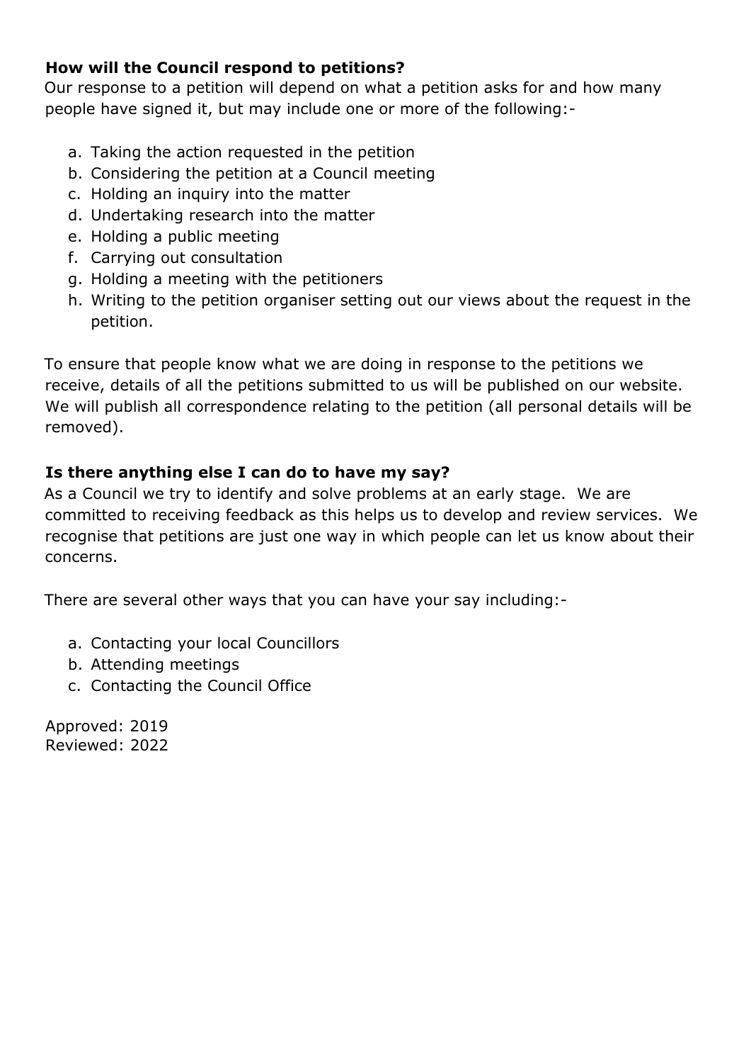**How will the Council respond to petitions?**

Our response to a petition will depend on what a petition asks for and how many people have signed it, but may include one or more of the following:-

a. Taking the action requested in the petition
b. Considering the petition at a Council meeting
c. Holding an inquiry into the matter
d. Undertaking research into the matter
e. Holding a public meeting
f. Carrying out consultation
g. Holding a meeting with the petitioners
h. Writing to the petition organiser setting out our views about the request in the petition.

To ensure that people know what we are doing in response to the petitions we receive, details of all the petitions submitted to us will be published on our website. We will publish all correspondence relating to the petition (all personal details will be removed).

**Is there anything else I can do to have my say?**

As a Council we try to identify and solve problems at an early stage. We are committed to receiving feedback as this helps us to develop and review services. We recognise that petitions are just one way in which people can let us know about their concerns.

There are several other ways that you can have your say including:-

a. Contacting your local Councillors
b. Attending meetings
c. Contacting the Council Office

Approved: 2019
Reviewed: 2022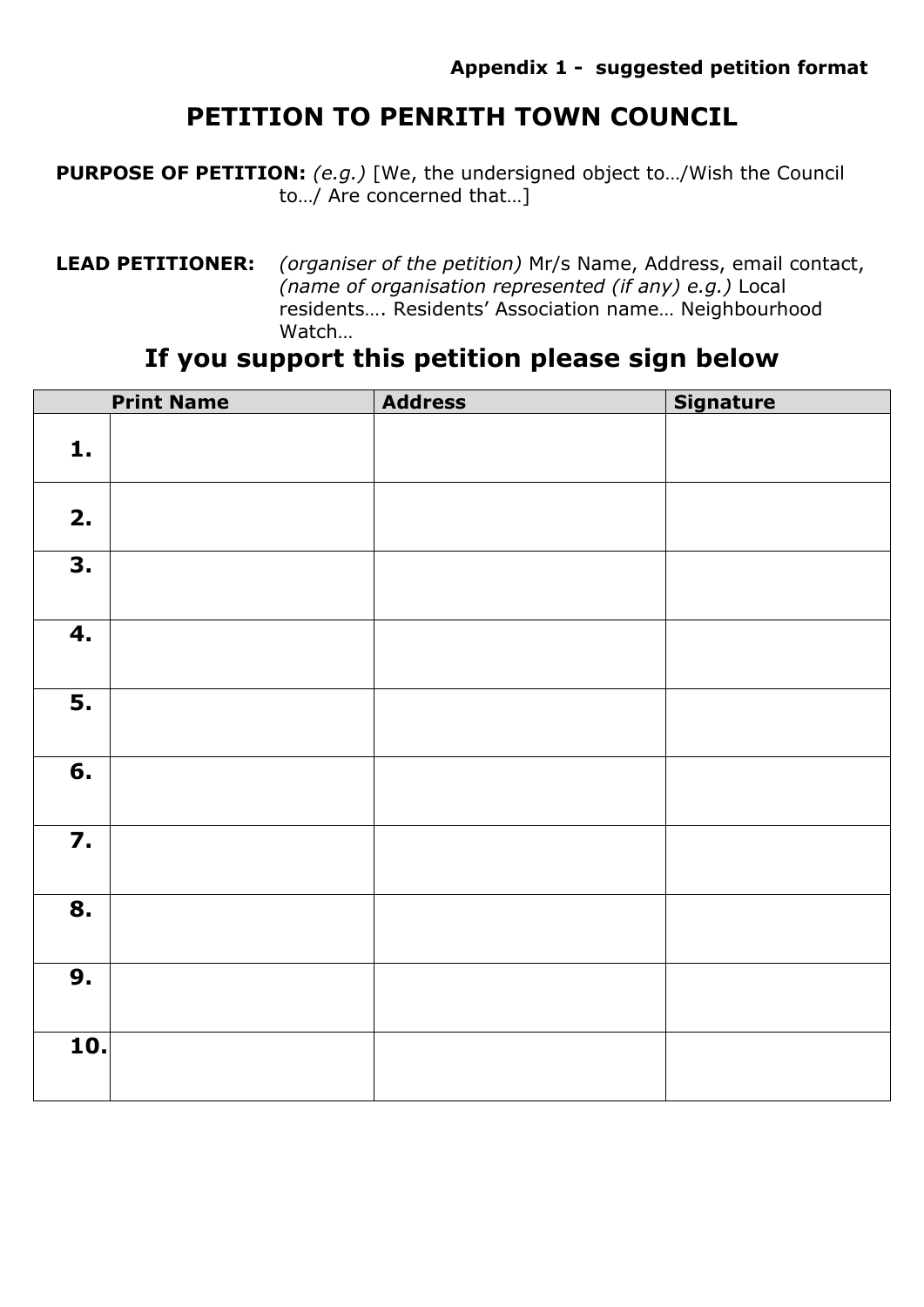**Appendix 1 - suggested petition format**

# PETITION TO PENRITH TOWN COUNCIL

**PURPOSE OF PETITION:** *(e.g.)* [We, the undersigned object to…/Wish the Council to…/ Are concerned that…]

**LEAD PETITIONER:** *(organiser of the petition)* Mr/s Name, Address, email contact, *(name of organisation represented (if any) e.g.)* Local residents…. Residents' Association name… Neighbourhood Watch…

## If you support this petition please sign below

| | Print Name | Address | Signature |
|---|---|---|---|
| **1.** | | | |
| **2.** | | | |
| **3.** | | | |
| **4.** | | | |
| **5.** | | | |
| **6.** | | | |
| **7.** | | | |
| **8.** | | | |
| **9.** | | | |
| **10.** | | | |